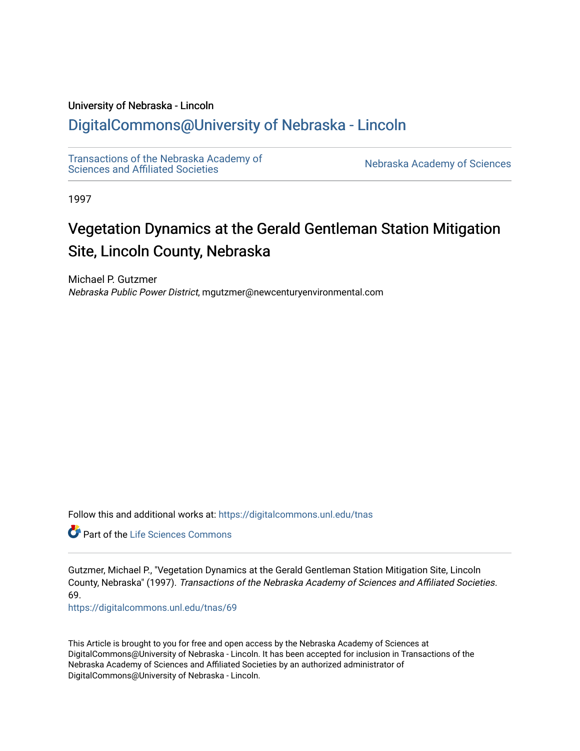University of Nebraska - Lincoln

## DigitalCommons@University of Nebraska - Lincoln

Transactions of the Nebraska Academy of Sciences and Affiliated Societies

Nebraska Academy of Sciences

1997

# Vegetation Dynamics at the Gerald Gentleman Station Mitigation Site, Lincoln County, Nebraska

Michael P. Gutzmer
*Nebraska Public Power District*, mgutzmer@newcenturyenvironmental.com

Follow this and additional works at: https://digitalcommons.unl.edu/tnas

Part of the Life Sciences Commons

Gutzmer, Michael P., "Vegetation Dynamics at the Gerald Gentleman Station Mitigation Site, Lincoln County, Nebraska" (1997). *Transactions of the Nebraska Academy of Sciences and Affiliated Societies*. 69.
https://digitalcommons.unl.edu/tnas/69

This Article is brought to you for free and open access by the Nebraska Academy of Sciences at DigitalCommons@University of Nebraska - Lincoln. It has been accepted for inclusion in Transactions of the Nebraska Academy of Sciences and Affiliated Societies by an authorized administrator of DigitalCommons@University of Nebraska - Lincoln.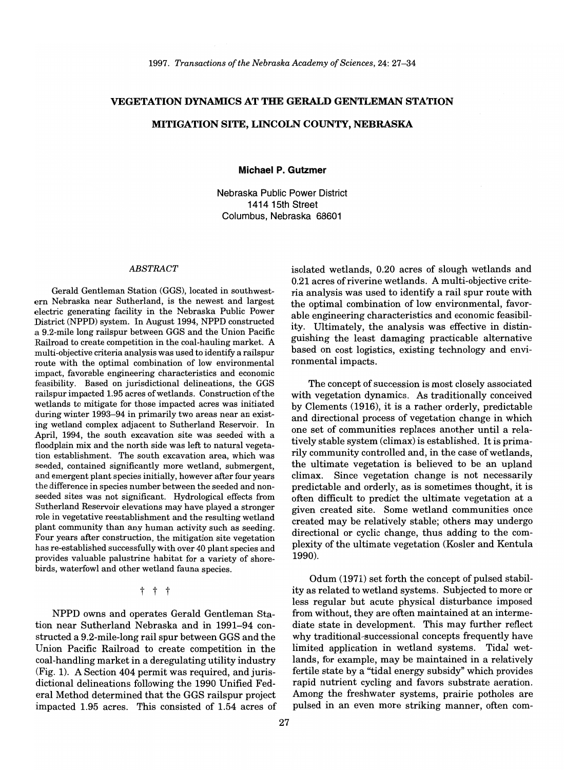1997. *Transactions of the Nebraska Academy of Sciences*, 24: 27–34

# VEGETATION DYNAMICS AT THE GERALD GENTLEMAN STATION MITIGATION SITE, LINCOLN COUNTY, NEBRASKA

**Michael P. Gutzmer**

Nebraska Public Power District
1414 15th Street
Columbus, Nebraska 68601

*ABSTRACT*

Gerald Gentleman Station (GGS), located in southwestern Nebraska near Sutherland, is the newest and largest electric generating facility in the Nebraska Public Power District (NPPD) system. In August 1994, NPPD constructed a 9.2-mile long railspur between GGS and the Union Pacific Railroad to create competition in the coal-hauling market. A multi-objective criteria analysis was used to identify a railspur route with the optimal combination of low environmental impact, favorable engineering characteristics and economic feasibility. Based on jurisdictional delineations, the GGS railspur impacted 1.95 acres of wetlands. Construction of the wetlands to mitigate for those impacted acres was initiated during winter 1993–94 in primarily two areas near an existing wetland complex adjacent to Sutherland Reservoir. In April, 1994, the south excavation site was seeded with a floodplain mix and the north side was left to natural vegetation establishment. The south excavation area, which was seeded, contained significantly more wetland, submergent, and emergent plant species initially, however after four years the difference in species number between the seeded and nonseeded sites was not significant. Hydrological effects from Sutherland Reservoir elevations may have played a stronger role in vegetative reestablishment and the resulting wetland plant community than any human activity such as seeding. Four years after construction, the mitigation site vegetation has re-established successfully with over 40 plant species and provides valuable palustrine habitat for a variety of shorebirds, waterfowl and other wetland fauna species.

† † †

NPPD owns and operates Gerald Gentleman Station near Sutherland Nebraska and in 1991–94 constructed a 9.2-mile-long rail spur between GGS and the Union Pacific Railroad to create competition in the coal-handling market in a deregulating utility industry (Fig. 1). A Section 404 permit was required, and jurisdictional delineations following the 1990 Unified Federal Method determined that the GGS railspur project impacted 1.95 acres. This consisted of 1.54 acres of isolated wetlands, 0.20 acres of slough wetlands and 0.21 acres of riverine wetlands. A multi-objective criteria analysis was used to identify a rail spur route with the optimal combination of low environmental, favorable engineering characteristics and economic feasibility. Ultimately, the analysis was effective in distinguishing the least damaging practicable alternative based on cost logistics, existing technology and environmental impacts.

The concept of succession is most closely associated with vegetation dynamics. As traditionally conceived by Clements (1916), it is a rather orderly, predictable and directional process of vegetation change in which one set of communities replaces another until a relatively stable system (climax) is established. It is primarily community controlled and, in the case of wetlands, the ultimate vegetation is believed to be an upland climax. Since vegetation change is not necessarily predictable and orderly, as is sometimes thought, it is often difficult to predict the ultimate vegetation at a given created site. Some wetland communities once created may be relatively stable; others may undergo directional or cyclic change, thus adding to the complexity of the ultimate vegetation (Kosler and Kentula 1990).

Odum (1971) set forth the concept of pulsed stability as related to wetland systems. Subjected to more or less regular but acute physical disturbance imposed from without, they are often maintained at an intermediate state in development. This may further reflect why traditional successional concepts frequently have limited application in wetland systems. Tidal wetlands, for example, may be maintained in a relatively fertile state by a "tidal energy subsidy" which provides rapid nutrient cycling and favors substrate aeration. Among the freshwater systems, prairie potholes are pulsed in an even more striking manner, often com-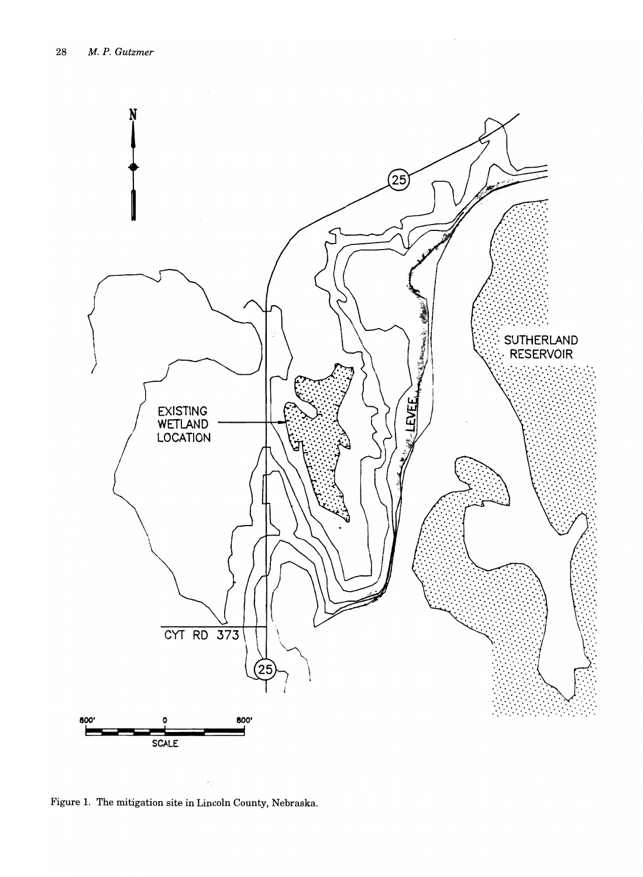Figure 1. The mitigation site in Lincoln County, Nebraska.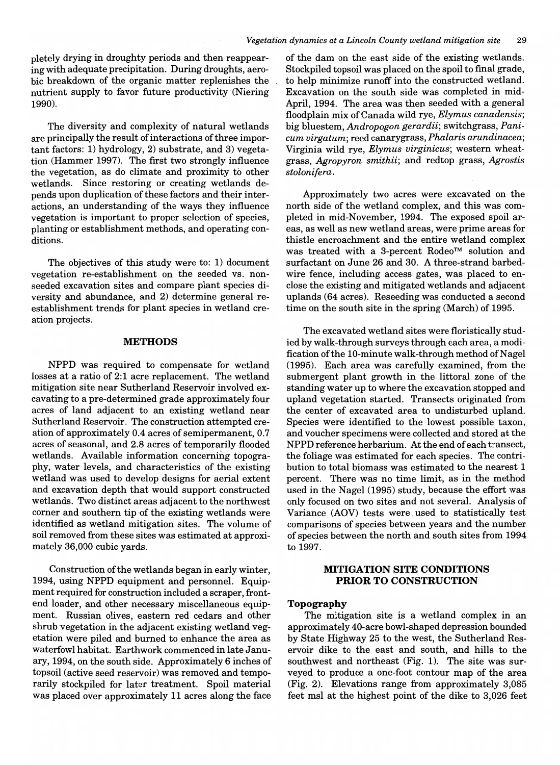pletely drying in droughty periods and then reappearing with adequate precipitation. During droughts, aerobic breakdown of the organic matter replenishes the nutrient supply to favor future productivity (Niering 1990).

The diversity and complexity of natural wetlands are principally the result of interactions of three important factors: 1) hydrology, 2) substrate, and 3) vegetation (Hammer 1997). The first two strongly influence the vegetation, as do climate and proximity to other wetlands. Since restoring or creating wetlands depends upon duplication of these factors and their interactions, an understanding of the ways they influence vegetation is important to proper selection of species, planting or establishment methods, and operating conditions.

The objectives of this study were to: 1) document vegetation re-establishment on the seeded vs. non-seeded excavation sites and compare plant species diversity and abundance, and 2) determine general re-establishment trends for plant species in wetland creation projects.

## METHODS

NPPD was required to compensate for wetland losses at a ratio of 2:1 acre replacement. The wetland mitigation site near Sutherland Reservoir involved excavating to a pre-determined grade approximately four acres of land adjacent to an existing wetland near Sutherland Reservoir. The construction attempted creation of approximately 0.4 acres of semipermanent, 0.7 acres of seasonal, and 2.8 acres of temporarily flooded wetlands. Available information concerning topography, water levels, and characteristics of the existing wetland was used to develop designs for aerial extent and excavation depth that would support constructed wetlands. Two distinct areas adjacent to the northwest corner and southern tip of the existing wetlands were identified as wetland mitigation sites. The volume of soil removed from these sites was estimated at approximately 36,000 cubic yards.

Construction of the wetlands began in early winter, 1994, using NPPD equipment and personnel. Equipment required for construction included a scraper, front-end loader, and other necessary miscellaneous equipment. Russian olives, eastern red cedars and other shrub vegetation in the adjacent existing wetland vegetation were piled and burned to enhance the area as waterfowl habitat. Earthwork commenced in late January, 1994, on the south side. Approximately 6 inches of topsoil (active seed reservoir) was removed and temporarily stockpiled for later treatment. Spoil material was placed over approximately 11 acres along the face of the dam on the east side of the existing wetlands. Stockpiled topsoil was placed on the spoil to final grade, to help minimize runoff into the constructed wetland. Excavation on the south side was completed in mid-April, 1994. The area was then seeded with a general floodplain mix of Canada wild rye, *Elymus canadensis*; big bluestem, *Andropogon gerardii*; switchgrass, *Panicum virgatum*; reed canarygrass, *Phalaris arundinacea*; Virginia wild rye, *Elymus virginicus*; western wheatgrass, *Agropyron smithii*; and redtop grass, *Agrostis stolonifera*.

Approximately two acres were excavated on the north side of the wetland complex, and this was completed in mid-November, 1994. The exposed spoil areas, as well as new wetland areas, were prime areas for thistle encroachment and the entire wetland complex was treated with a 3-percent Rodeo™ solution and surfactant on June 26 and 30. A three-strand barbed-wire fence, including access gates, was placed to enclose the existing and mitigated wetlands and adjacent uplands (64 acres). Reseeding was conducted a second time on the south site in the spring (March) of 1995.

The excavated wetland sites were floristically studied by walk-through surveys through each area, a modification of the 10-minute walk-through method of Nagel (1995). Each area was carefully examined, from the submergent plant growth in the littoral zone of the standing water up to where the excavation stopped and upland vegetation started. Transects originated from the center of excavated area to undisturbed upland. Species were identified to the lowest possible taxon, and voucher specimens were collected and stored at the NPPD reference herbarium. At the end of each transect, the foliage was estimated for each species. The contribution to total biomass was estimated to the nearest 1 percent. There was no time limit, as in the method used in the Nagel (1995) study, because the effort was only focused on two sites and not several. Analysis of Variance (AOV) tests were used to statistically test comparisons of species between years and the number of species between the north and south sites from 1994 to 1997.

## MITIGATION SITE CONDITIONS PRIOR TO CONSTRUCTION

### Topography

The mitigation site is a wetland complex in an approximately 40-acre bowl-shaped depression bounded by State Highway 25 to the west, the Sutherland Reservoir dike to the east and south, and hills to the southwest and northeast (Fig. 1). The site was surveyed to produce a one-foot contour map of the area (Fig. 2). Elevations range from approximately 3,085 feet msl at the highest point of the dike to 3,026 feet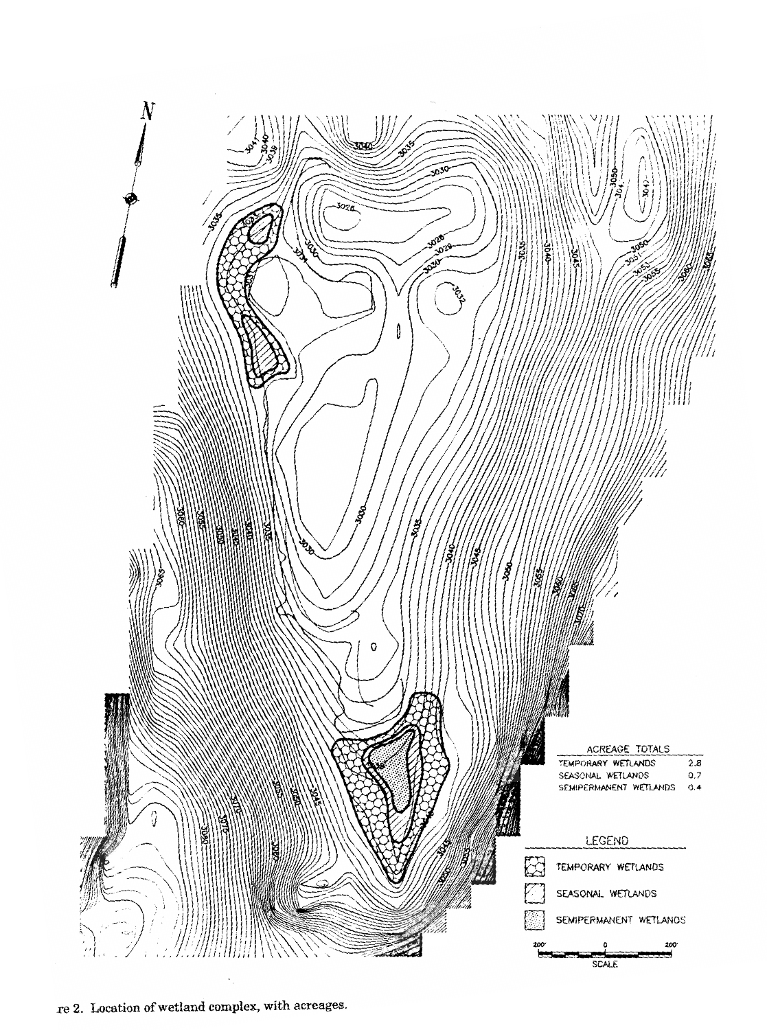| ACREAGE TOTALS | |
|---|---|
| TEMPORARY WETLANDS | 2.8 |
| SEASONAL WETLANDS | 0.7 |
| SEMIPERMANENT WETLANDS | 0.4 |

re 2. Location of wetland complex, with acreages.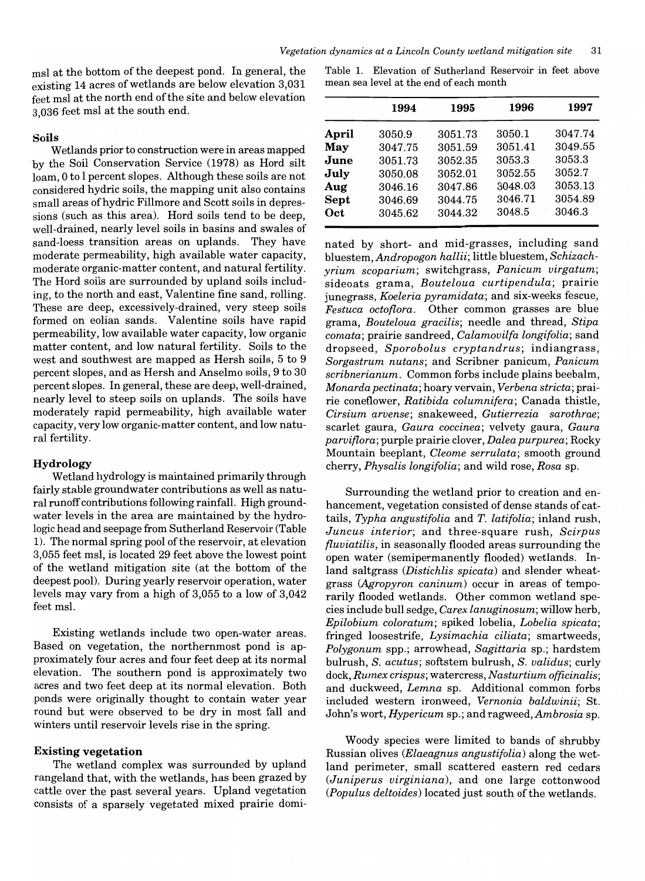msl at the bottom of the deepest pond. In general, the existing 14 acres of wetlands are below elevation 3,031 feet msl at the north end of the site and below elevation 3,036 feet msl at the south end.

### Soils

Wetlands prior to construction were in areas mapped by the Soil Conservation Service (1978) as Hord silt loam, 0 to 1 percent slopes. Although these soils are not considered hydric soils, the mapping unit also contains small areas of hydric Fillmore and Scott soils in depressions (such as this area). Hord soils tend to be deep, well-drained, nearly level soils in basins and swales of sand-loess transition areas on uplands. They have moderate permeability, high available water capacity, moderate organic-matter content, and natural fertility. The Hord soils are surrounded by upland soils including, to the north and east, Valentine fine sand, rolling. These are deep, excessively-drained, very steep soils formed on eolian sands. Valentine soils have rapid permeability, low available water capacity, low organic matter content, and low natural fertility. Soils to the west and southwest are mapped as Hersh soils, 5 to 9 percent slopes, and as Hersh and Anselmo soils, 9 to 30 percent slopes. In general, these are deep, well-drained, nearly level to steep soils on uplands. The soils have moderately rapid permeability, high available water capacity, very low organic-matter content, and low natural fertility.

### Hydrology

Wetland hydrology is maintained primarily through fairly stable groundwater contributions as well as natural runoff contributions following rainfall. High groundwater levels in the area are maintained by the hydrologic head and seepage from Sutherland Reservoir (Table 1). The normal spring pool of the reservoir, at elevation 3,055 feet msl, is located 29 feet above the lowest point of the wetland mitigation site (at the bottom of the deepest pool). During yearly reservoir operation, water levels may vary from a high of 3,055 to a low of 3,042 feet msl.

Existing wetlands include two open-water areas. Based on vegetation, the northernmost pond is approximately four acres and four feet deep at its normal elevation. The southern pond is approximately two acres and two feet deep at its normal elevation. Both ponds were originally thought to contain water year round but were observed to be dry in most fall and winters until reservoir levels rise in the spring.

### Existing vegetation

The wetland complex was surrounded by upland rangeland that, with the wetlands, has been grazed by cattle over the past several years. Upland vegetation consists of a sparsely vegetated mixed prairie dominated by short- and mid-grasses, including sand bluestem, *Andropogon hallii*; little bluestem, *Schizachyrium scoparium*; switchgrass, *Panicum virgatum*; sideoats grama, *Bouteloua curtipendula*; prairie junegrass, *Koeleria pyramidata*; and six-weeks fescue, *Festuca octoflora*. Other common grasses are blue grama, *Bouteloua gracilis*; needle and thread, *Stipa comata*; prairie sandreed, *Calamovilfa longifolia*; sand dropseed, *Sporobolus cryptandrus*; indiangrass, *Sorgastrum nutans*; and Scribner panicum, *Panicum scribnerianum*. Common forbs include plains beebalm, *Monarda pectinata*; hoary vervain, *Verbena stricta*; prairie coneflower, *Ratibida columnifera*; Canada thistle, *Cirsium arvense*; snakeweed, *Gutierrezia sarothrae*; scarlet gaura, *Gaura coccinea*; velvety gaura, *Gaura parviflora*; purple prairie clover, *Dalea purpurea*; Rocky Mountain beeplant, *Cleome serrulata*; smooth ground cherry, *Physalis longifolia*; and wild rose, *Rosa* sp.

Surrounding the wetland prior to creation and enhancement, vegetation consisted of dense stands of cattails, *Typha angustifolia* and *T. latifolia*; inland rush, *Juncus interior*; and three-square rush, *Scirpus fluviatilis*, in seasonally flooded areas surrounding the open water (semipermanently flooded) wetlands. Inland saltgrass (*Distichlis spicata*) and slender wheatgrass (*Agropyron caninum*) occur in areas of temporarily flooded wetlands. Other common wetland species include bull sedge, *Carex lanuginosum*; willow herb, *Epilobium coloratum*; spiked lobelia, *Lobelia spicata*; fringed loosestrife, *Lysimachia ciliata*; smartweeds, *Polygonum* spp.; arrowhead, *Sagittaria* sp.; hardstem bulrush, *S. acutus*; softstem bulrush, *S. validus*; curly dock, *Rumex crispus*; watercress, *Nasturtium officinalis*; and duckweed, *Lemna* sp. Additional common forbs included western ironweed, *Vernonia baldwinii*; St. John's wort, *Hypericum* sp.; and ragweed, *Ambrosia* sp.

Woody species were limited to bands of shrubby Russian olives (*Elaeagnus angustifolia*) along the wetland perimeter, small scattered eastern red cedars (*Juniperus virginiana*), and one large cottonwood (*Populus deltoides*) located just south of the wetlands.

Table 1. Elevation of Sutherland Reservoir in feet above mean sea level at the end of each month

| | 1994 | 1995 | 1996 | 1997 |
|---|---|---|---|---|
| **April** | 3050.9 | 3051.73 | 3050.1 | 3047.74 |
| **May** | 3047.75 | 3051.59 | 3051.41 | 3049.55 |
| **June** | 3051.73 | 3052.35 | 3053.3 | 3053.3 |
| **July** | 3050.08 | 3052.01 | 3052.55 | 3052.7 |
| **Aug** | 3046.16 | 3047.86 | 3048.03 | 3053.13 |
| **Sept** | 3046.69 | 3044.75 | 3046.71 | 3054.89 |
| **Oct** | 3045.62 | 3044.32 | 3048.5 | 3046.3 |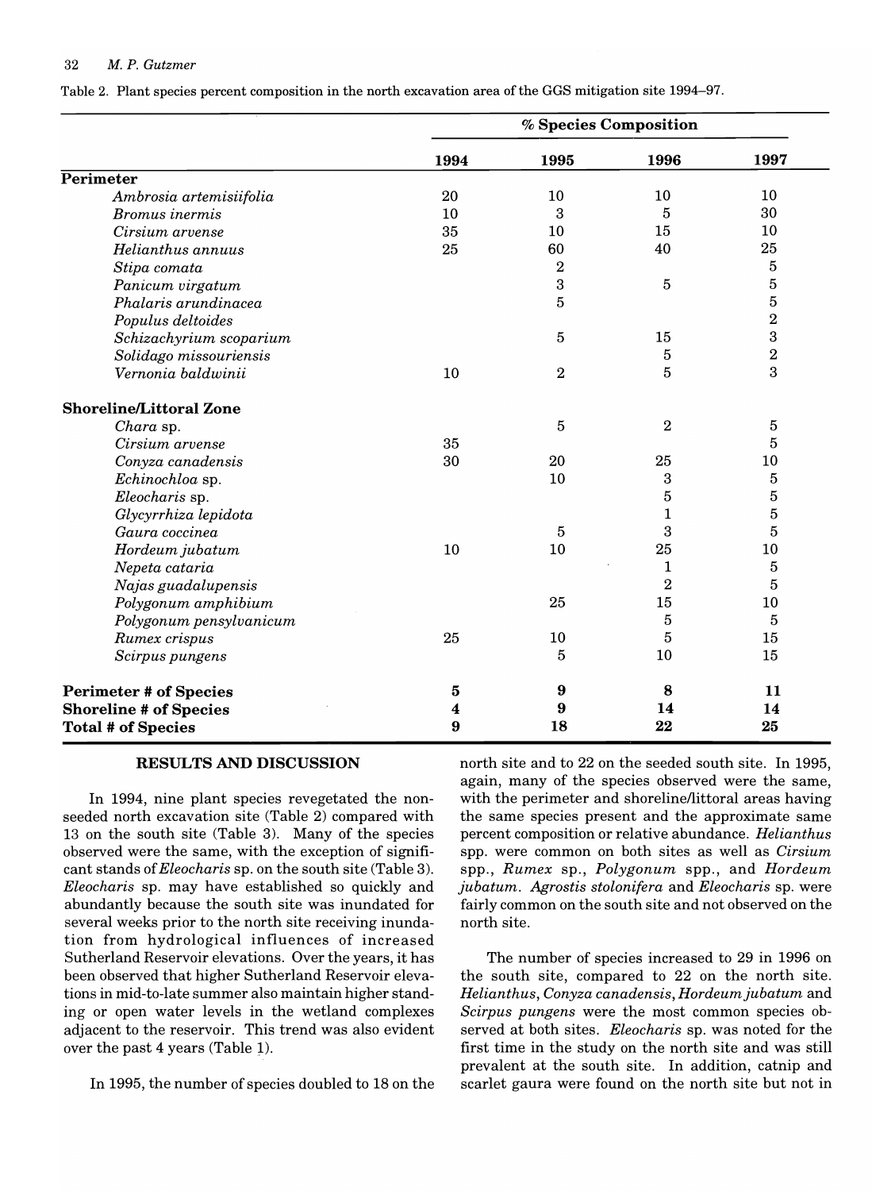Table 2. Plant species percent composition in the north excavation area of the GGS mitigation site 1994–97.

| | % Species Composition | | | |
|---|---|---|---|---|
| | 1994 | 1995 | 1996 | 1997 |
| **Perimeter** | | | | |
| *Ambrosia artemisiifolia* | 20 | 10 | 10 | 10 |
| *Bromus inermis* | 10 | 3 | 5 | 30 |
| *Cirsium arvense* | 35 | 10 | 15 | 10 |
| *Helianthus annuus* | 25 | 60 | 40 | 25 |
| *Stipa comata* | | 2 | | 5 |
| *Panicum virgatum* | | 3 | 5 | 5 |
| *Phalaris arundinacea* | | 5 | | 5 |
| *Populus deltoides* | | | | 2 |
| *Schizachyrium scoparium* | | 5 | 15 | 3 |
| *Solidago missouriensis* | | | 5 | 2 |
| *Vernonia baldwinii* | 10 | 2 | 5 | 3 |
| **Shoreline/Littoral Zone** | | | | |
| *Chara* sp. | | 5 | 2 | 5 |
| *Cirsium arvense* | 35 | | | 5 |
| *Conyza canadensis* | 30 | 20 | 25 | 10 |
| *Echinochloa* sp. | | 10 | 3 | 5 |
| *Eleocharis* sp. | | | 5 | 5 |
| *Glycyrrhiza lepidota* | | | 1 | 5 |
| *Gaura coccinea* | | 5 | 3 | 5 |
| *Hordeum jubatum* | 10 | 10 | 25 | 10 |
| *Nepeta cataria* | | | 1 | 5 |
| *Najas guadalupensis* | | | 2 | 5 |
| *Polygonum amphibium* | | 25 | 15 | 10 |
| *Polygonum pensylvanicum* | | | 5 | 5 |
| *Rumex crispus* | 25 | 10 | 5 | 15 |
| *Scirpus pungens* | | 5 | 10 | 15 |
| **Perimeter # of Species** | **5** | **9** | **8** | **11** |
| **Shoreline # of Species** | **4** | **9** | **14** | **14** |
| **Total # of Species** | **9** | **18** | **22** | **25** |

## RESULTS AND DISCUSSION

In 1994, nine plant species revegetated the non-seeded north excavation site (Table 2) compared with 13 on the south site (Table 3). Many of the species observed were the same, with the exception of significant stands of *Eleocharis* sp. on the south site (Table 3). *Eleocharis* sp. may have established so quickly and abundantly because the south site was inundated for several weeks prior to the north site receiving inundation from hydrological influences of increased Sutherland Reservoir elevations. Over the years, it has been observed that higher Sutherland Reservoir elevations in mid-to-late summer also maintain higher standing or open water levels in the wetland complexes adjacent to the reservoir. This trend was also evident over the past 4 years (Table 1).

In 1995, the number of species doubled to 18 on the north site and to 22 on the seeded south site. In 1995, again, many of the species observed were the same, with the perimeter and shoreline/littoral areas having the same species present and the approximate same percent composition or relative abundance. *Helianthus* spp. were common on both sites as well as *Cirsium* spp., *Rumex* sp., *Polygonum* spp., and *Hordeum jubatum*. *Agrostis stolonifera* and *Eleocharis* sp. were fairly common on the south site and not observed on the north site.

The number of species increased to 29 in 1996 on the south site, compared to 22 on the north site. *Helianthus*, *Conyza canadensis*, *Hordeum jubatum* and *Scirpus pungens* were the most common species observed at both sites. *Eleocharis* sp. was noted for the first time in the study on the north site and was still prevalent at the south site. In addition, catnip and scarlet gaura were found on the north site but not in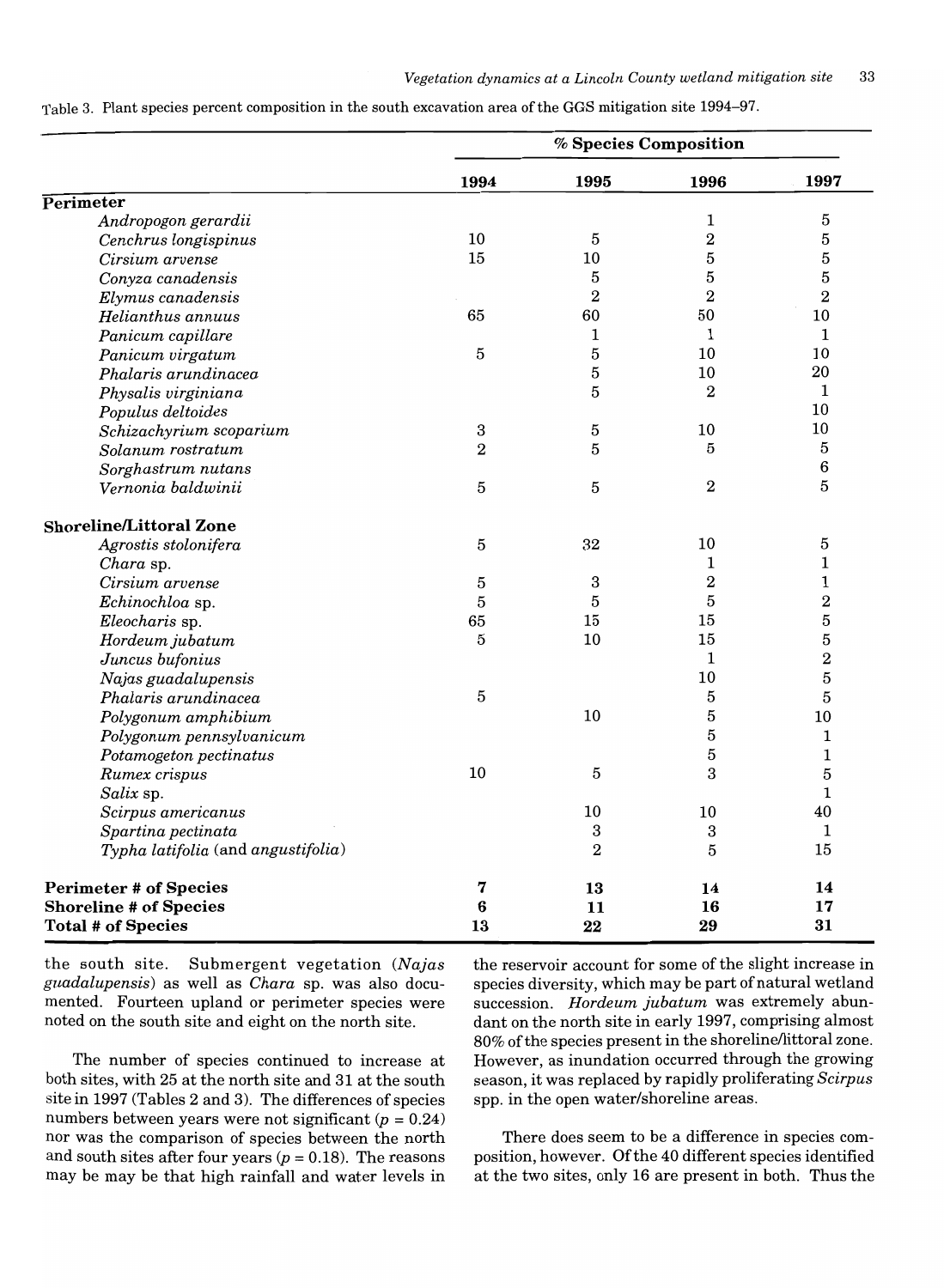Table 3. Plant species percent composition in the south excavation area of the GGS mitigation site 1994–97.

| | % Species Composition | | | |
|---|---|---|---|---|
| | 1994 | 1995 | 1996 | 1997 |
| **Perimeter** | | | | |
| *Andropogon gerardii* | | | 1 | 5 |
| *Cenchrus longispinus* | 10 | 5 | 2 | 5 |
| *Cirsium arvense* | 15 | 10 | 5 | 5 |
| *Conyza canadensis* | | 5 | 5 | 5 |
| *Elymus canadensis* | | 2 | 2 | 2 |
| *Helianthus annuus* | 65 | 60 | 50 | 10 |
| *Panicum capillare* | | 1 | 1 | 1 |
| *Panicum virgatum* | 5 | 5 | 10 | 10 |
| *Phalaris arundinacea* | | 5 | 10 | 20 |
| *Physalis virginiana* | | 5 | 2 | 1 |
| *Populus deltoides* | | | | 10 |
| *Schizachyrium scoparium* | 3 | 5 | 10 | 10 |
| *Solanum rostratum* | 2 | 5 | 5 | 5 |
| *Sorghastrum nutans* | | | | 6 |
| *Vernonia baldwinii* | 5 | 5 | 2 | 5 |
| **Shoreline/Littoral Zone** | | | | |
| *Agrostis stolonifera* | 5 | 32 | 10 | 5 |
| *Chara* sp. | | | 1 | 1 |
| *Cirsium arvense* | 5 | 3 | 2 | 1 |
| *Echinochloa* sp. | 5 | 5 | 5 | 2 |
| *Eleocharis* sp. | 65 | 15 | 15 | 5 |
| *Hordeum jubatum* | 5 | 10 | 15 | 5 |
| *Juncus bufonius* | | | 1 | 2 |
| *Najas guadalupensis* | | | 10 | 5 |
| *Phalaris arundinacea* | 5 | | 5 | 5 |
| *Polygonum amphibium* | | 10 | 5 | 10 |
| *Polygonum pennsylvanicum* | | | 5 | 1 |
| *Potamogeton pectinatus* | | | 5 | 1 |
| *Rumex crispus* | 10 | 5 | 3 | 5 |
| *Salix* sp. | | | | 1 |
| *Scirpus americanus* | | 10 | 10 | 40 |
| *Spartina pectinata* | | 3 | 3 | 1 |
| *Typha latifolia* (and *angustifolia*) | | 2 | 5 | 15 |
| **Perimeter # of Species** | **7** | **13** | **14** | **14** |
| **Shoreline # of Species** | **6** | **11** | **16** | **17** |
| **Total # of Species** | **13** | **22** | **29** | **31** |

the south site. Submergent vegetation (*Najas guadalupensis*) as well as *Chara* sp. was also documented. Fourteen upland or perimeter species were noted on the south site and eight on the north site.

The number of species continued to increase at both sites, with 25 at the north site and 31 at the south site in 1997 (Tables 2 and 3). The differences of species numbers between years were not significant ($p = 0.24$) nor was the comparison of species between the north and south sites after four years ($p = 0.18$). The reasons may be may be that high rainfall and water levels in the reservoir account for some of the slight increase in species diversity, which may be part of natural wetland succession. *Hordeum jubatum* was extremely abundant on the north site in early 1997, comprising almost 80% of the species present in the shoreline/littoral zone. However, as inundation occurred through the growing season, it was replaced by rapidly proliferating *Scirpus* spp. in the open water/shoreline areas.

There does seem to be a difference in species composition, however. Of the 40 different species identified at the two sites, only 16 are present in both. Thus the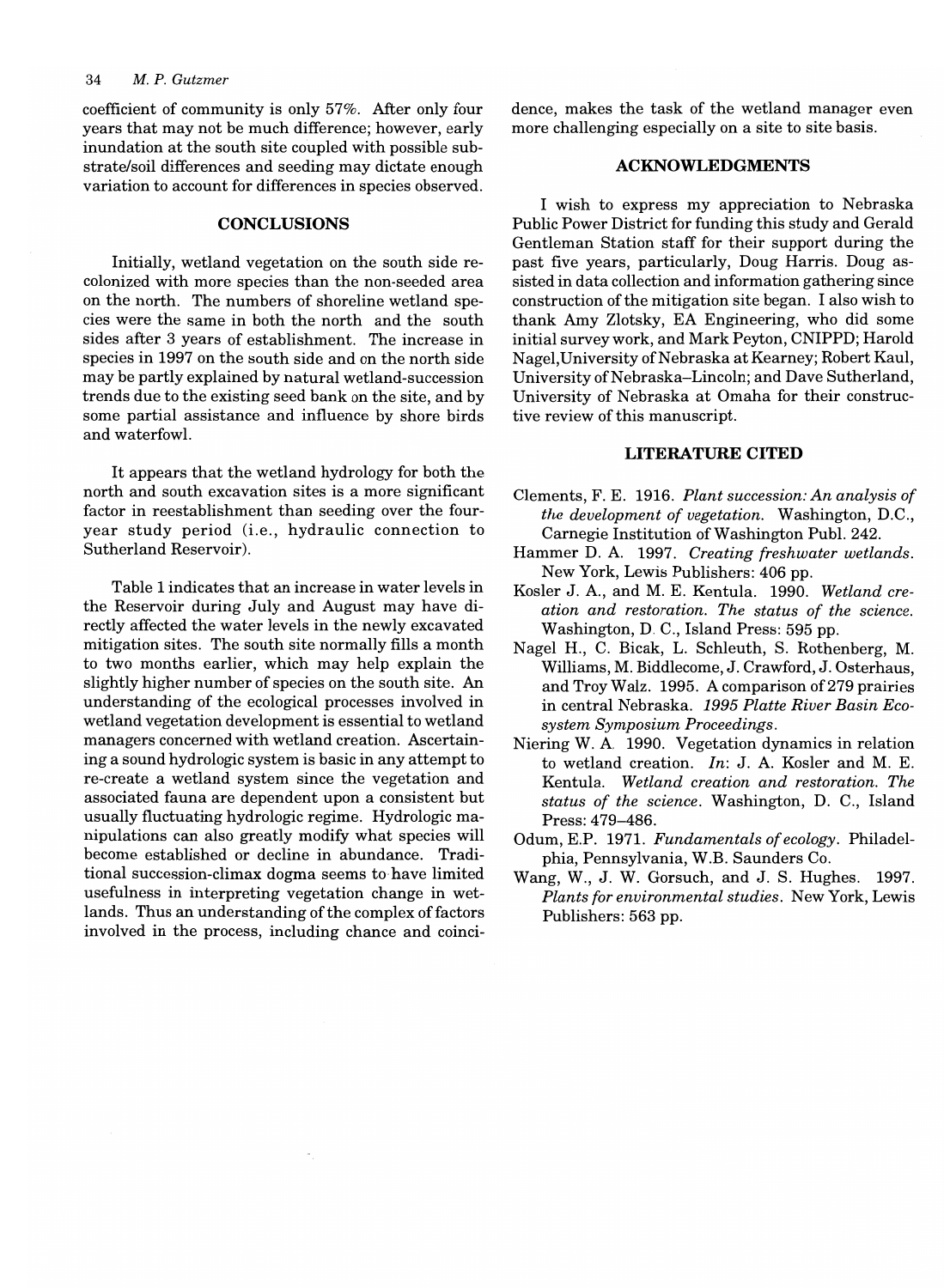coefficient of community is only 57%. After only four years that may not be much difference; however, early inundation at the south site coupled with possible substrate/soil differences and seeding may dictate enough variation to account for differences in species observed.

## CONCLUSIONS

Initially, wetland vegetation on the south side recolonized with more species than the non-seeded area on the north. The numbers of shoreline wetland species were the same in both the north and the south sides after 3 years of establishment. The increase in species in 1997 on the south side and on the north side may be partly explained by natural wetland-succession trends due to the existing seed bank on the site, and by some partial assistance and influence by shore birds and waterfowl.

It appears that the wetland hydrology for both the north and south excavation sites is a more significant factor in reestablishment than seeding over the four-year study period (i.e., hydraulic connection to Sutherland Reservoir).

Table 1 indicates that an increase in water levels in the Reservoir during July and August may have directly affected the water levels in the newly excavated mitigation sites. The south site normally fills a month to two months earlier, which may help explain the slightly higher number of species on the south site. An understanding of the ecological processes involved in wetland vegetation development is essential to wetland managers concerned with wetland creation. Ascertaining a sound hydrologic system is basic in any attempt to re-create a wetland system since the vegetation and associated fauna are dependent upon a consistent but usually fluctuating hydrologic regime. Hydrologic manipulations can also greatly modify what species will become established or decline in abundance. Traditional succession-climax dogma seems to have limited usefulness in interpreting vegetation change in wetlands. Thus an understanding of the complex of factors involved in the process, including chance and coincidence, makes the task of the wetland manager even more challenging especially on a site to site basis.

## ACKNOWLEDGMENTS

I wish to express my appreciation to Nebraska Public Power District for funding this study and Gerald Gentleman Station staff for their support during the past five years, particularly, Doug Harris. Doug assisted in data collection and information gathering since construction of the mitigation site began. I also wish to thank Amy Zlotsky, EA Engineering, who did some initial survey work, and Mark Peyton, CNIPPD; Harold Nagel,University of Nebraska at Kearney; Robert Kaul, University of Nebraska–Lincoln; and Dave Sutherland, University of Nebraska at Omaha for their constructive review of this manuscript.

## LITERATURE CITED

Clements, F. E. 1916. *Plant succession: An analysis of the development of vegetation.* Washington, D.C., Carnegie Institution of Washington Publ. 242.

Hammer D. A. 1997. *Creating freshwater wetlands.* New York, Lewis Publishers: 406 pp.

Kosler J. A., and M. E. Kentula. 1990. *Wetland creation and restoration. The status of the science.* Washington, D. C., Island Press: 595 pp.

Nagel H., C. Bicak, L. Schleuth, S. Rothenberg, M. Williams, M. Biddlecome, J. Crawford, J. Osterhaus, and Troy Walz. 1995. A comparison of 279 prairies in central Nebraska. *1995 Platte River Basin Ecosystem Symposium Proceedings.*

Niering W. A. 1990. Vegetation dynamics in relation to wetland creation. *In*: J. A. Kosler and M. E. Kentula. *Wetland creation and restoration. The status of the science.* Washington, D. C., Island Press: 479–486.

Odum, E.P. 1971. *Fundamentals of ecology.* Philadelphia, Pennsylvania, W.B. Saunders Co.

Wang, W., J. W. Gorsuch, and J. S. Hughes. 1997. *Plants for environmental studies.* New York, Lewis Publishers: 563 pp.